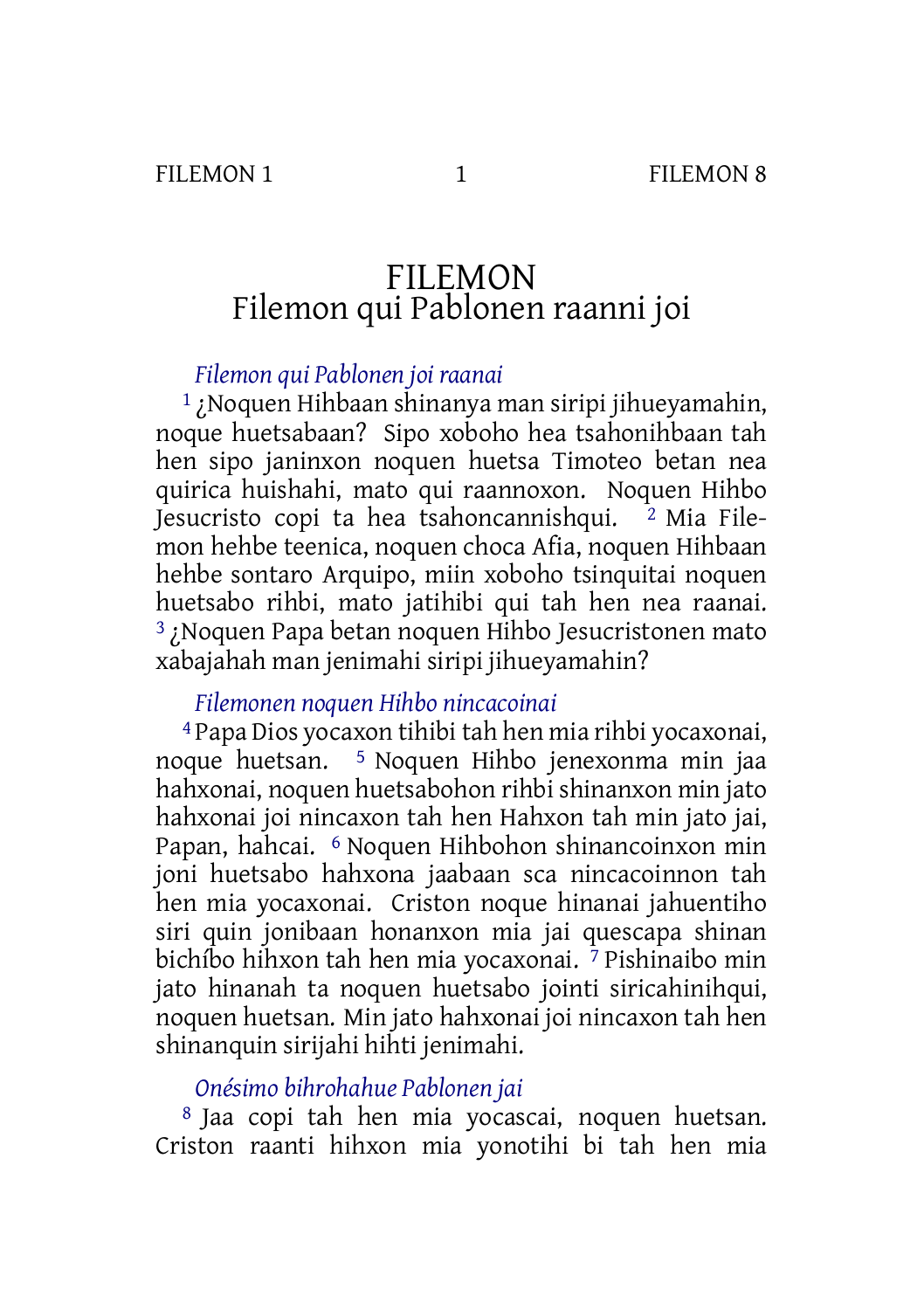# FILEMON

## Filemon qui Pablonen raanni joi

### *Filemon qui Pablonen joi raanai*

[1] ¿Noquen Hihbaan shinanya man siripi jihueyamahin, noque huetsabaan? Sipo xoboho hea tsahonihbaan tah hen sipo janinxon noquen huetsa Timoteo betan nea quirica huishahi, mato qui raannoxon. Noquen Hihbo Jesucristo copi ta hea tsahoncannishqui. [2] Mia Filemon hehbe teenica, noquen choca Afia, noquen Hihbaan hehbe sontaro Arquipo, miin xoboho tsinquitai noquen huetsabo rihbi, mato jatihibi qui tah hen nea raanai. [3] ¿Noquen Papa betan noquen Hihbo Jesucristonen mato xabajahah man jenimahi siripi jihueyamahin?

### *Filemonen noquen Hihbo nincacoinai*

[4] Papa Dios yocaxon tihibi tah hen mia rihbi yocaxonai, noque huetsan. [5] Noquen Hihbo jenexonma min jaa hahxonai, noquen huetsabohon rihbi shinanxon min jato hahxonai joi nincaxon tah hen Hahxon tah min jato jai, Papan, hahcai. [6] Noquen Hihbohon shinancoinxon min joni huetsabo hahxona jaabaan sca nincacoinnon tah hen mia yocaxonai. Criston noque hinanai jahuentiho siri quin jonibaan honanxon mia jai quescapa shinan bichíbo hihxon tah hen mia yocaxonai. [7] Pishinaibo min jato hinanah ta noquen huetsabo jointi siricahinihqui, noquen huetsan. Min jato hahxonai joi nincaxon tah hen shinanquin sirijahi hihti jenimahi.

### *Onésimo bihrohahue Pablonen jai*

[8] Jaa copi tah hen mia yocascai, noquen huetsan. Criston raanti hihxon mia yonotihi bi tah hen mia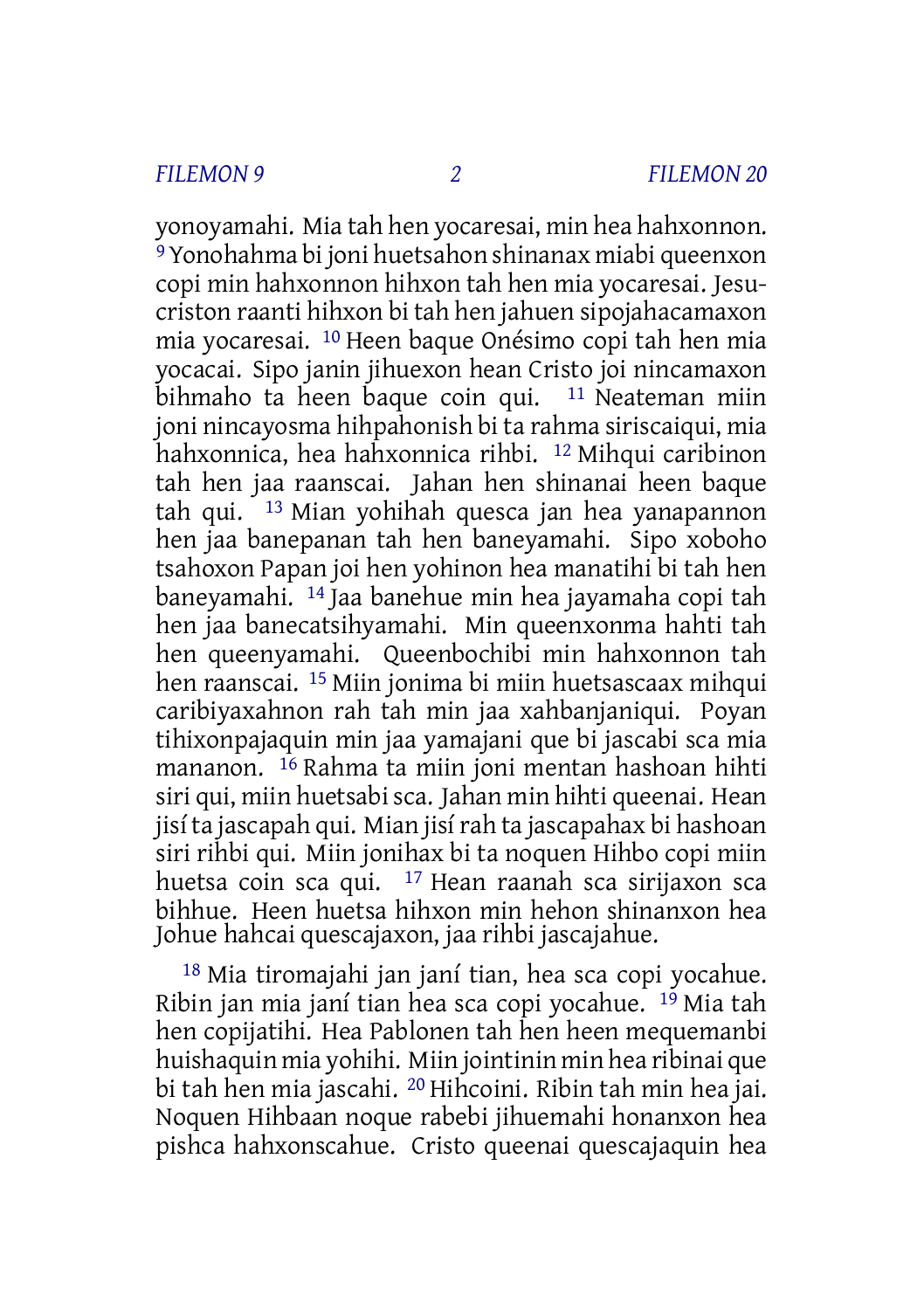yonoyamahi. Mia tah hen yocaresai, min hea hahxonnon. [9] Yonohahma bi joni huetsahon shinanax miabi queenxon copi min hahxonnon hihxon tah hen mia yocaresai. Jesucriston raanti hihxon bi tah hen jahuen sipojahacamaxon mia yocaresai. [10] Heen baque Onésimo copi tah hen mia yocacai. Sipo janin jihuexon hean Cristo joi nincamaxon bihmaho ta heen baque coin qui. [11] Neateman miin joni nincayosma hihpahonish bi ta rahma siriscaiqui, mia hahxonnica, hea hahxonnica rihbi. [12] Mihqui caribinon tah hen jaa raanscai. Jahan hen shinanai heen baque tah qui. [13] Mian yohihah quesca jan hea yanapannon hen jaa banepanan tah hen baneyamahi. Sipo xoboho tsahoxon Papan joi hen yohinon hea manatihi bi tah hen baneyamahi. [14] Jaa banehue min hea jayamaha copi tah hen jaa banecatsihyamahi. Min queenxonma hahti tah hen queenyamahi. Queenbochibi min hahxonnon tah hen raanscai. [15] Miin jonima bi miin huetsascaax mihqui caribiyaxahnon rah tah min jaa xahbanjaniqui. Poyan tihixonpajaquin min jaa yamajani que bi jascabi sca mia mananon. [16] Rahma ta miin joni mentan hashoan hihti siri qui, miin huetsabi sca. Jahan min hihti queenai. Hean jisí ta jascapah qui. Mian jisí rah ta jascapahax bi hashoan siri rihbi qui. Miin jonihax bi ta noquen Hihbo copi miin huetsa coin sca qui. [17] Hean raanah sca sirijaxon sca bihhue. Heen huetsa hihxon min hehon shinanxon hea Johue hahcai quescajaxon, jaa rihbi jascajahue.

[18] Mia tiromajahi jan janí tian, hea sca copi yocahue. Ribin jan mia janí tian hea sca copi yocahue. [19] Mia tah hen copijatihi. Hea Pablonen tah hen heen mequemanbi huishaquin mia yohihi. Miin jointinin min hea ribinai que bi tah hen mia jascahi. [20] Hihcoini. Ribin tah min hea jai. Noquen Hihbaan noque rabebi jihuemahi honanxon hea pishca hahxonscahue. Cristo queenai quescajaquin hea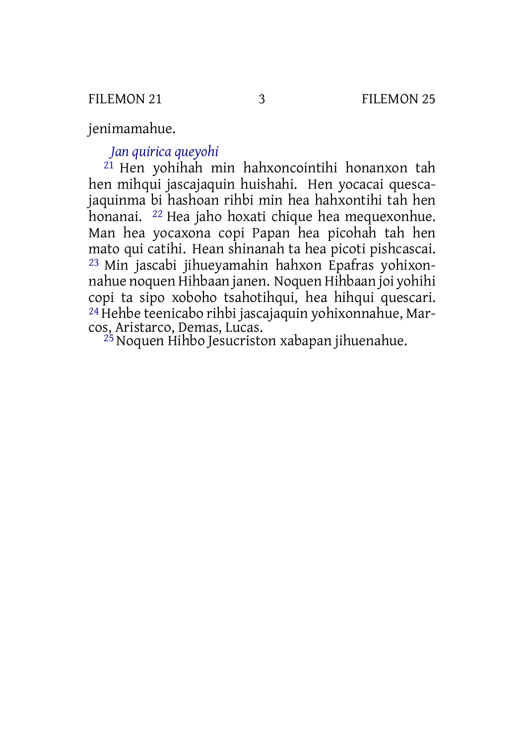jenimamahue.

*Jan quirica queyohi*

[21] Hen yohihah min hahxoncointihi honanxon tah hen mihqui jascajaquin huishahi. Hen yocacai quescajaquinma bi hashoan rihbi min hea hahxontihi tah hen honanai. [22] Hea jaho hoxati chique hea mequexonhue. Man hea yocaxona copi Papan hea picohah tah hen mato qui catihi. Hean shinanah ta hea picoti pishcascai. [23] Min jascabi jihueyamahin hahxon Epafras yohixonnahue noquen Hihbaan janen. Noquen Hihbaan joi yohihi copi ta sipo xoboho tsahotihqui, hea hihqui quescari. [24] Hehbe teenicabo rihbi jascajaquin yohixonnahue, Marcos, Aristarco, Demas, Lucas.

[25] Noquen Hihbo Jesucriston xabapan jihuenahue.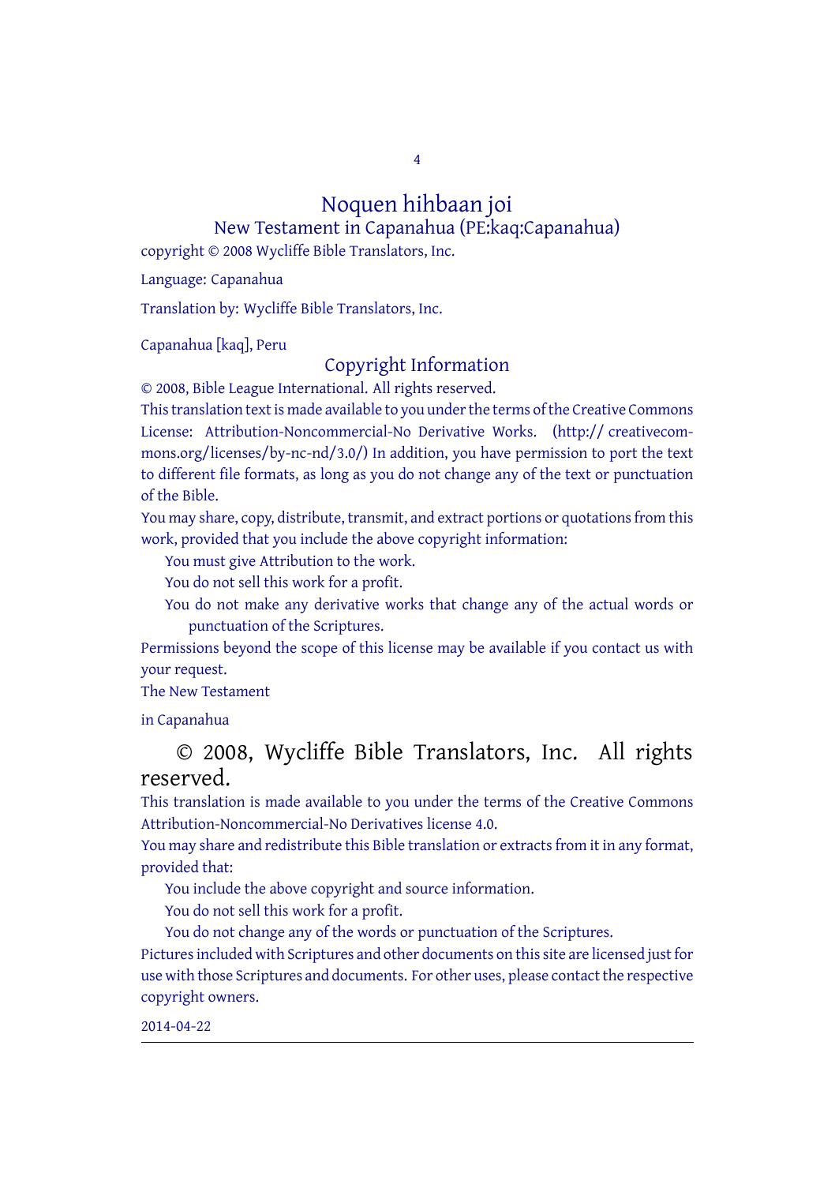# Noquen hihbaan joi

## New Testament in Capanahua (PE:kaq:Capanahua)

copyright © 2008 Wycliffe Bible Translators, Inc.

Language: Capanahua

Translation by: Wycliffe Bible Translators, Inc.

Capanahua [kaq], Peru

## Copyright Information

© 2008, Bible League International. All rights reserved.

This translation text is made available to you under the terms of the Creative Commons License: Attribution-Noncommercial-No Derivative Works. (http:// creativecommons.org/licenses/by-nc-nd/3.0/) In addition, you have permission to port the text to different file formats, as long as you do not change any of the text or punctuation of the Bible.

You may share, copy, distribute, transmit, and extract portions or quotations from this work, provided that you include the above copyright information:

- You must give Attribution to the work.
- You do not sell this work for a profit.
- You do not make any derivative works that change any of the actual words or punctuation of the Scriptures.

Permissions beyond the scope of this license may be available if you contact us with your request.

The New Testament

in Capanahua

## © 2008, Wycliffe Bible Translators, Inc. All rights reserved.

This translation is made available to you under the terms of the Creative Commons Attribution-Noncommercial-No Derivatives license 4.0.

You may share and redistribute this Bible translation or extracts from it in any format, provided that:

- You include the above copyright and source information.
- You do not sell this work for a profit.
- You do not change any of the words or punctuation of the Scriptures.

Pictures included with Scriptures and other documents on this site are licensed just for use with those Scriptures and documents. For other uses, please contact the respective copyright owners.

2014-04-22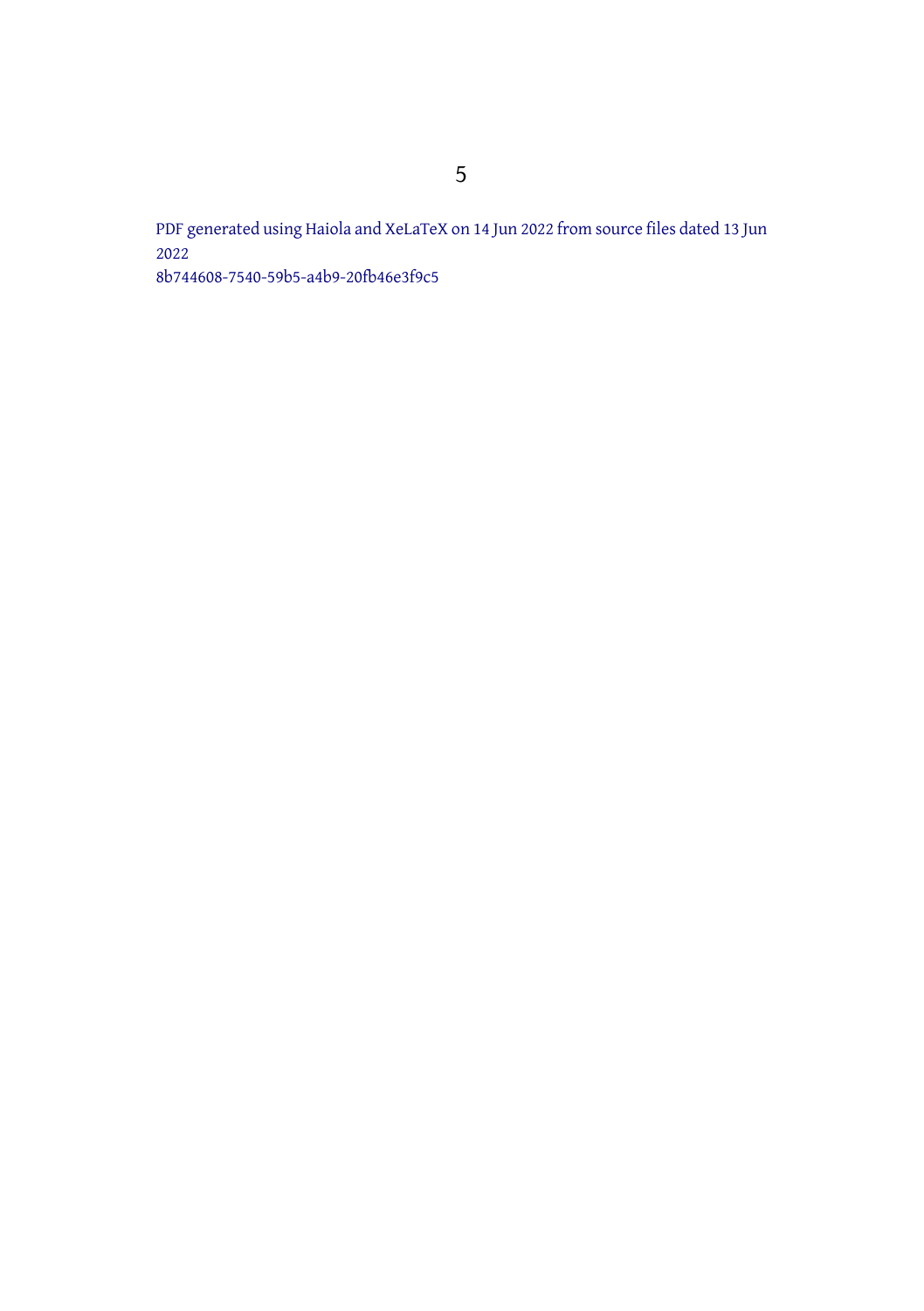PDF generated using Haiola and XeLaTeX on 14 Jun 2022 from source files dated 13 Jun 2022

8b744608-7540-59b5-a4b9-20fb46e3f9c5